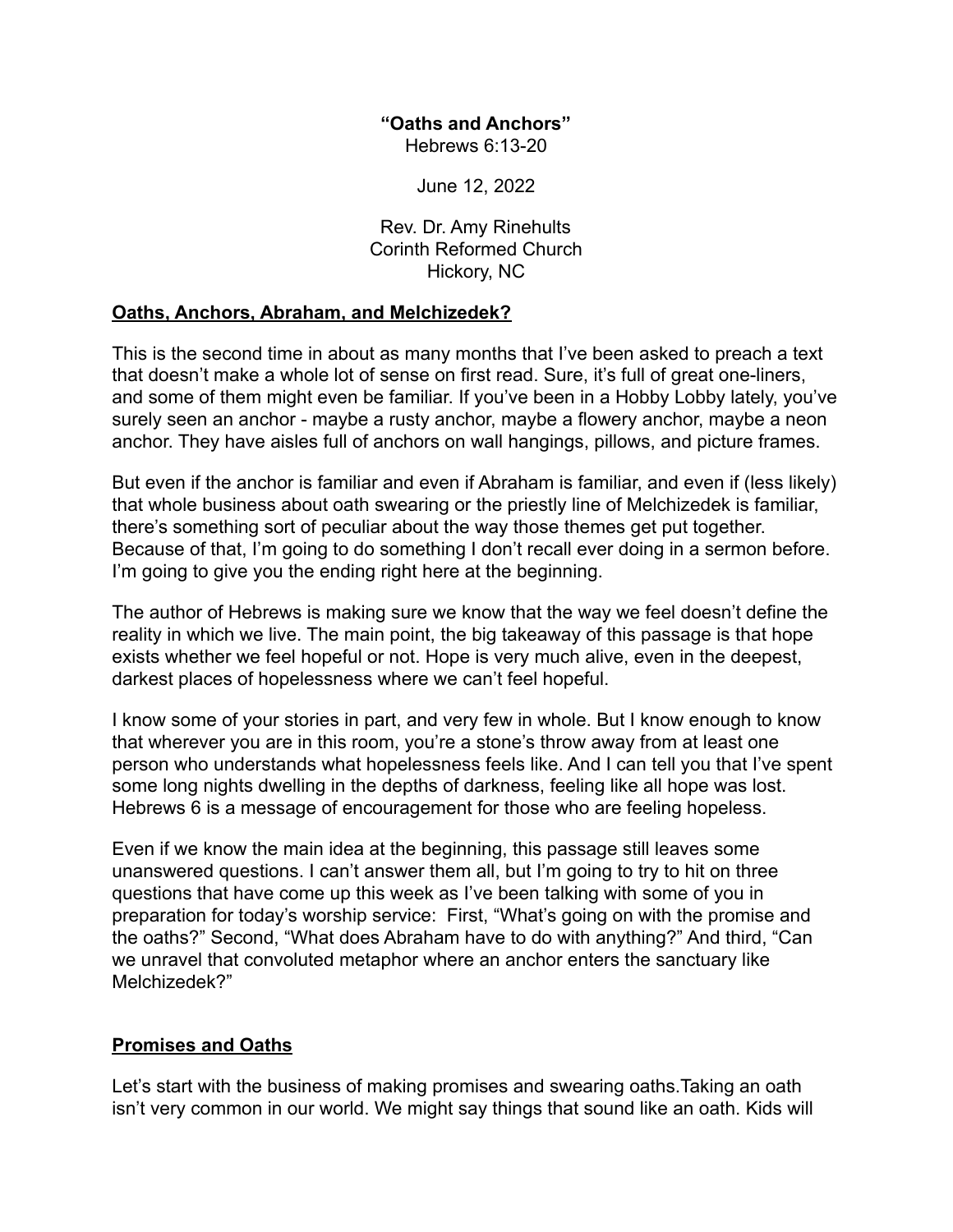**"Oaths and Anchors"**

Hebrews 6:13-20

June 12, 2022

Rev. Dr. Amy Rinehults
Corinth Reformed Church
Hickory, NC

## Oaths, Anchors, Abraham, and Melchizedek?

This is the second time in about as many months that I've been asked to preach a text that doesn't make a whole lot of sense on first read. Sure, it's full of great one-liners, and some of them might even be familiar. If you've been in a Hobby Lobby lately, you've surely seen an anchor - maybe a rusty anchor, maybe a flowery anchor, maybe a neon anchor. They have aisles full of anchors on wall hangings, pillows, and picture frames.

But even if the anchor is familiar and even if Abraham is familiar, and even if (less likely) that whole business about oath swearing or the priestly line of Melchizedek is familiar, there's something sort of peculiar about the way those themes get put together. Because of that, I'm going to do something I don't recall ever doing in a sermon before. I'm going to give you the ending right here at the beginning.

The author of Hebrews is making sure we know that the way we feel doesn't define the reality in which we live. The main point, the big takeaway of this passage is that hope exists whether we feel hopeful or not. Hope is very much alive, even in the deepest, darkest places of hopelessness where we can't feel hopeful.

I know some of your stories in part, and very few in whole. But I know enough to know that wherever you are in this room, you're a stone's throw away from at least one person who understands what hopelessness feels like. And I can tell you that I've spent some long nights dwelling in the depths of darkness, feeling like all hope was lost. Hebrews 6 is a message of encouragement for those who are feeling hopeless.

Even if we know the main idea at the beginning, this passage still leaves some unanswered questions. I can't answer them all, but I'm going to try to hit on three questions that have come up this week as I've been talking with some of you in preparation for today's worship service: First, "What's going on with the promise and the oaths?" Second, "What does Abraham have to do with anything?" And third, "Can we unravel that convoluted metaphor where an anchor enters the sanctuary like Melchizedek?"

## Promises and Oaths

Let's start with the business of making promises and swearing oaths.Taking an oath isn't very common in our world. We might say things that sound like an oath. Kids will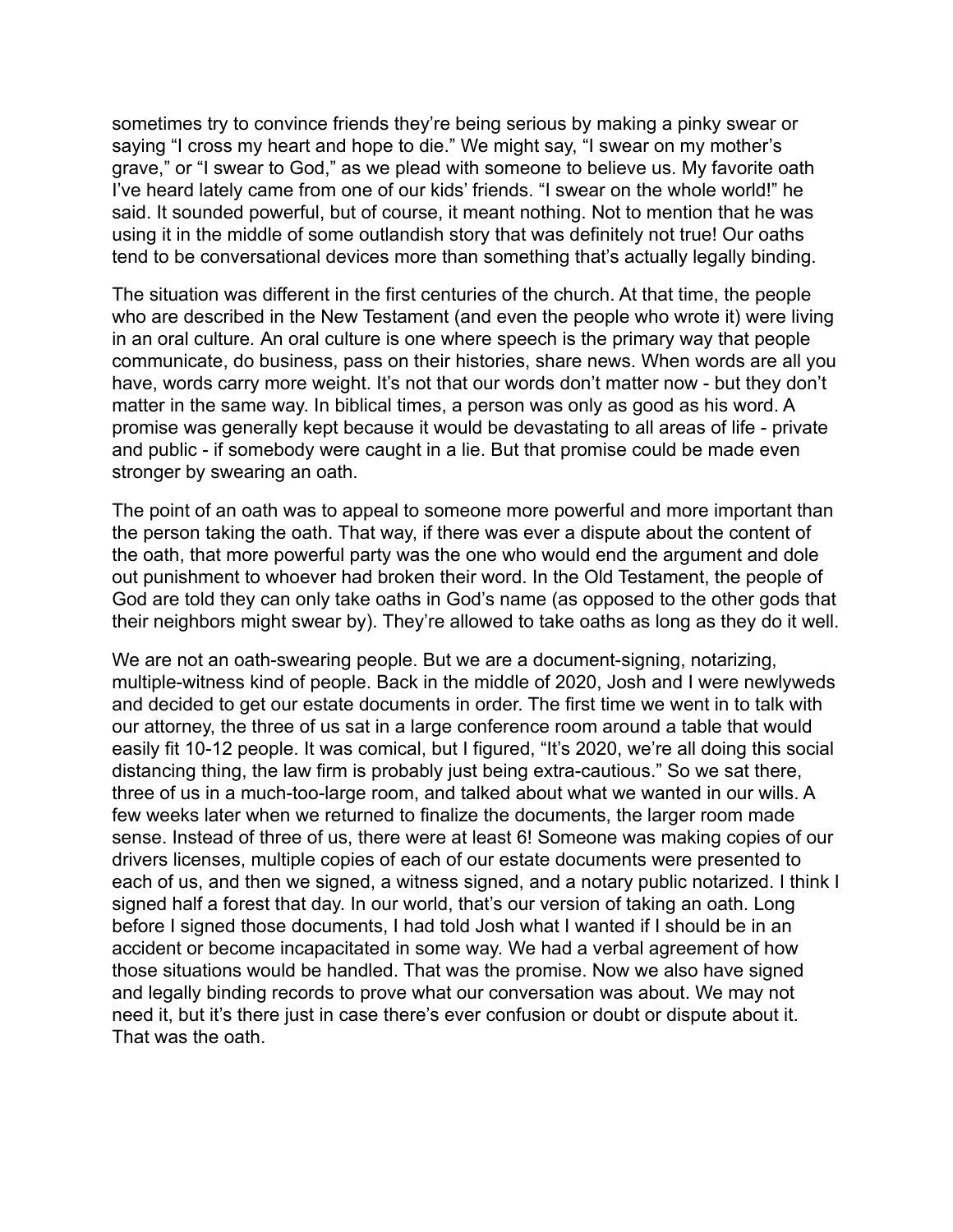sometimes try to convince friends they're being serious by making a pinky swear or saying "I cross my heart and hope to die." We might say, "I swear on my mother's grave," or "I swear to God," as we plead with someone to believe us. My favorite oath I've heard lately came from one of our kids' friends. "I swear on the whole world!" he said. It sounded powerful, but of course, it meant nothing. Not to mention that he was using it in the middle of some outlandish story that was definitely not true! Our oaths tend to be conversational devices more than something that's actually legally binding.

The situation was different in the first centuries of the church. At that time, the people who are described in the New Testament (and even the people who wrote it) were living in an oral culture. An oral culture is one where speech is the primary way that people communicate, do business, pass on their histories, share news. When words are all you have, words carry more weight. It's not that our words don't matter now - but they don't matter in the same way. In biblical times, a person was only as good as his word. A promise was generally kept because it would be devastating to all areas of life - private and public - if somebody were caught in a lie. But that promise could be made even stronger by swearing an oath.

The point of an oath was to appeal to someone more powerful and more important than the person taking the oath. That way, if there was ever a dispute about the content of the oath, that more powerful party was the one who would end the argument and dole out punishment to whoever had broken their word. In the Old Testament, the people of God are told they can only take oaths in God's name (as opposed to the other gods that their neighbors might swear by). They're allowed to take oaths as long as they do it well.

We are not an oath-swearing people. But we are a document-signing, notarizing, multiple-witness kind of people. Back in the middle of 2020, Josh and I were newlyweds and decided to get our estate documents in order. The first time we went in to talk with our attorney, the three of us sat in a large conference room around a table that would easily fit 10-12 people. It was comical, but I figured, "It's 2020, we're all doing this social distancing thing, the law firm is probably just being extra-cautious." So we sat there, three of us in a much-too-large room, and talked about what we wanted in our wills. A few weeks later when we returned to finalize the documents, the larger room made sense. Instead of three of us, there were at least 6! Someone was making copies of our drivers licenses, multiple copies of each of our estate documents were presented to each of us, and then we signed, a witness signed, and a notary public notarized. I think I signed half a forest that day. In our world, that's our version of taking an oath. Long before I signed those documents, I had told Josh what I wanted if I should be in an accident or become incapacitated in some way. We had a verbal agreement of how those situations would be handled. That was the promise. Now we also have signed and legally binding records to prove what our conversation was about. We may not need it, but it's there just in case there's ever confusion or doubt or dispute about it. That was the oath.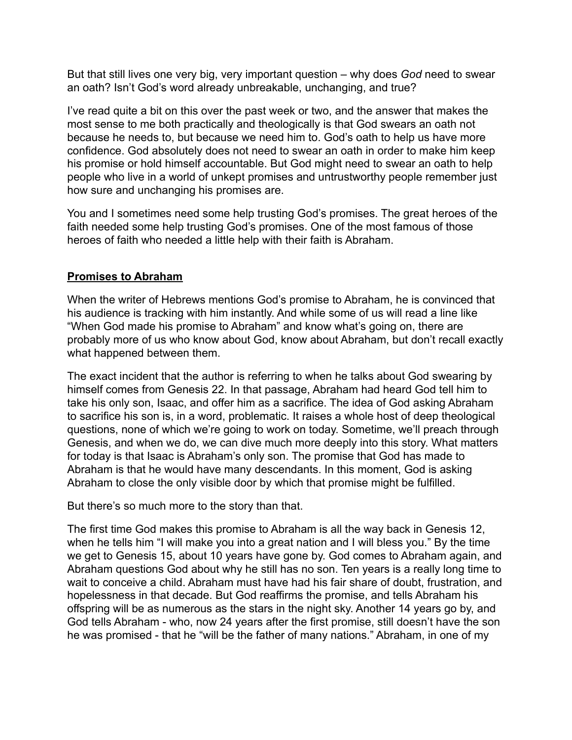But that still lives one very big, very important question – why does *God* need to swear an oath? Isn't God's word already unbreakable, unchanging, and true?

I've read quite a bit on this over the past week or two, and the answer that makes the most sense to me both practically and theologically is that God swears an oath not because he needs to, but because we need him to. God's oath to help us have more confidence. God absolutely does not need to swear an oath in order to make him keep his promise or hold himself accountable. But God might need to swear an oath to help people who live in a world of unkept promises and untrustworthy people remember just how sure and unchanging his promises are.

You and I sometimes need some help trusting God's promises. The great heroes of the faith needed some help trusting God's promises. One of the most famous of those heroes of faith who needed a little help with their faith is Abraham.

**<u>Promises to Abraham</u>**

When the writer of Hebrews mentions God's promise to Abraham, he is convinced that his audience is tracking with him instantly. And while some of us will read a line like "When God made his promise to Abraham" and know what's going on, there are probably more of us who know about God, know about Abraham, but don't recall exactly what happened between them.

The exact incident that the author is referring to when he talks about God swearing by himself comes from Genesis 22. In that passage, Abraham had heard God tell him to take his only son, Isaac, and offer him as a sacrifice. The idea of God asking Abraham to sacrifice his son is, in a word, problematic. It raises a whole host of deep theological questions, none of which we're going to work on today. Sometime, we'll preach through Genesis, and when we do, we can dive much more deeply into this story. What matters for today is that Isaac is Abraham's only son. The promise that God has made to Abraham is that he would have many descendants. In this moment, God is asking Abraham to close the only visible door by which that promise might be fulfilled.

But there's so much more to the story than that.

The first time God makes this promise to Abraham is all the way back in Genesis 12, when he tells him "I will make you into a great nation and I will bless you." By the time we get to Genesis 15, about 10 years have gone by. God comes to Abraham again, and Abraham questions God about why he still has no son. Ten years is a really long time to wait to conceive a child. Abraham must have had his fair share of doubt, frustration, and hopelessness in that decade. But God reaffirms the promise, and tells Abraham his offspring will be as numerous as the stars in the night sky. Another 14 years go by, and God tells Abraham - who, now 24 years after the first promise, still doesn't have the son he was promised - that he "will be the father of many nations." Abraham, in one of my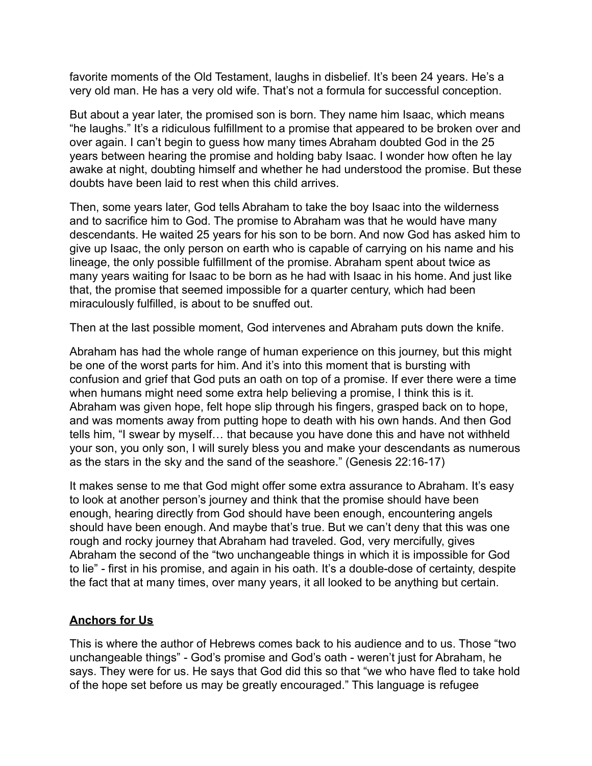favorite moments of the Old Testament, laughs in disbelief. It's been 24 years. He's a very old man. He has a very old wife. That's not a formula for successful conception.

But about a year later, the promised son is born. They name him Isaac, which means "he laughs." It's a ridiculous fulfillment to a promise that appeared to be broken over and over again. I can't begin to guess how many times Abraham doubted God in the 25 years between hearing the promise and holding baby Isaac. I wonder how often he lay awake at night, doubting himself and whether he had understood the promise. But these doubts have been laid to rest when this child arrives.

Then, some years later, God tells Abraham to take the boy Isaac into the wilderness and to sacrifice him to God. The promise to Abraham was that he would have many descendants. He waited 25 years for his son to be born. And now God has asked him to give up Isaac, the only person on earth who is capable of carrying on his name and his lineage, the only possible fulfillment of the promise. Abraham spent about twice as many years waiting for Isaac to be born as he had with Isaac in his home. And just like that, the promise that seemed impossible for a quarter century, which had been miraculously fulfilled, is about to be snuffed out.

Then at the last possible moment, God intervenes and Abraham puts down the knife.

Abraham has had the whole range of human experience on this journey, but this might be one of the worst parts for him. And it's into this moment that is bursting with confusion and grief that God puts an oath on top of a promise. If ever there were a time when humans might need some extra help believing a promise, I think this is it. Abraham was given hope, felt hope slip through his fingers, grasped back on to hope, and was moments away from putting hope to death with his own hands. And then God tells him, "I swear by myself… that because you have done this and have not withheld your son, you only son, I will surely bless you and make your descendants as numerous as the stars in the sky and the sand of the seashore." (Genesis 22:16-17)

It makes sense to me that God might offer some extra assurance to Abraham. It's easy to look at another person's journey and think that the promise should have been enough, hearing directly from God should have been enough, encountering angels should have been enough. And maybe that's true. But we can't deny that this was one rough and rocky journey that Abraham had traveled. God, very mercifully, gives Abraham the second of the "two unchangeable things in which it is impossible for God to lie" - first in his promise, and again in his oath. It's a double-dose of certainty, despite the fact that at many times, over many years, it all looked to be anything but certain.

**Anchors for Us**

This is where the author of Hebrews comes back to his audience and to us. Those "two unchangeable things" - God's promise and God's oath - weren't just for Abraham, he says. They were for us. He says that God did this so that "we who have fled to take hold of the hope set before us may be greatly encouraged." This language is refugee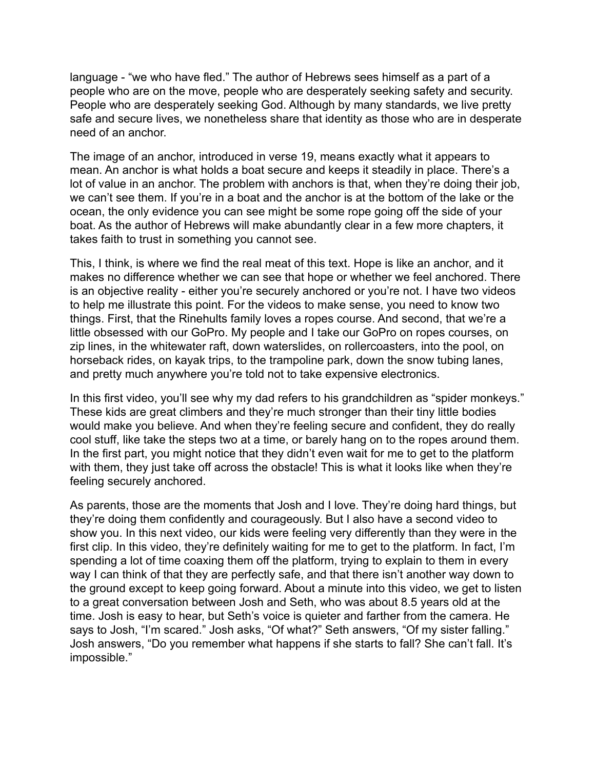language - “we who have fled.” The author of Hebrews sees himself as a part of a people who are on the move, people who are desperately seeking safety and security. People who are desperately seeking God. Although by many standards, we live pretty safe and secure lives, we nonetheless share that identity as those who are in desperate need of an anchor.

The image of an anchor, introduced in verse 19, means exactly what it appears to mean. An anchor is what holds a boat secure and keeps it steadily in place. There’s a lot of value in an anchor. The problem with anchors is that, when they’re doing their job, we can’t see them. If you’re in a boat and the anchor is at the bottom of the lake or the ocean, the only evidence you can see might be some rope going off the side of your boat. As the author of Hebrews will make abundantly clear in a few more chapters, it takes faith to trust in something you cannot see.

This, I think, is where we find the real meat of this text. Hope is like an anchor, and it makes no difference whether we can see that hope or whether we feel anchored. There is an objective reality - either you’re securely anchored or you’re not. I have two videos to help me illustrate this point. For the videos to make sense, you need to know two things. First, that the Rinehults family loves a ropes course. And second, that we’re a little obsessed with our GoPro. My people and I take our GoPro on ropes courses, on zip lines, in the whitewater raft, down waterslides, on rollercoasters, into the pool, on horseback rides, on kayak trips, to the trampoline park, down the snow tubing lanes, and pretty much anywhere you’re told not to take expensive electronics.

In this first video, you’ll see why my dad refers to his grandchildren as “spider monkeys.” These kids are great climbers and they’re much stronger than their tiny little bodies would make you believe. And when they’re feeling secure and confident, they do really cool stuff, like take the steps two at a time, or barely hang on to the ropes around them. In the first part, you might notice that they didn’t even wait for me to get to the platform with them, they just take off across the obstacle! This is what it looks like when they’re feeling securely anchored.

As parents, those are the moments that Josh and I love. They’re doing hard things, but they’re doing them confidently and courageously. But I also have a second video to show you. In this next video, our kids were feeling very differently than they were in the first clip. In this video, they’re definitely waiting for me to get to the platform. In fact, I’m spending a lot of time coaxing them off the platform, trying to explain to them in every way I can think of that they are perfectly safe, and that there isn’t another way down to the ground except to keep going forward. About a minute into this video, we get to listen to a great conversation between Josh and Seth, who was about 8.5 years old at the time. Josh is easy to hear, but Seth’s voice is quieter and farther from the camera. He says to Josh, “I’m scared.” Josh asks, “Of what?” Seth answers, “Of my sister falling.” Josh answers, “Do you remember what happens if she starts to fall? She can’t fall. It’s impossible.”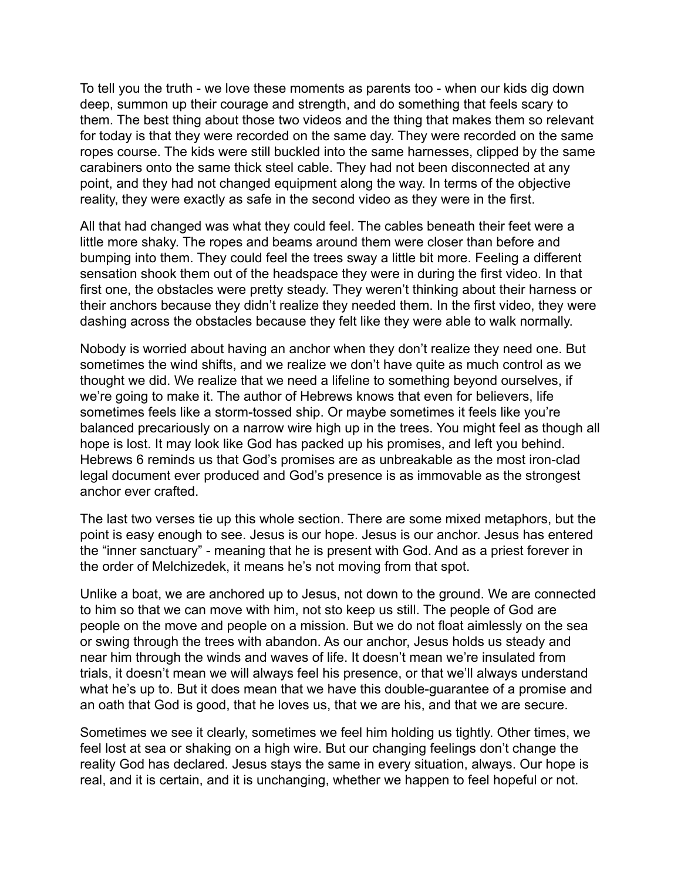To tell you the truth - we love these moments as parents too - when our kids dig down deep, summon up their courage and strength, and do something that feels scary to them. The best thing about those two videos and the thing that makes them so relevant for today is that they were recorded on the same day. They were recorded on the same ropes course. The kids were still buckled into the same harnesses, clipped by the same carabiners onto the same thick steel cable. They had not been disconnected at any point, and they had not changed equipment along the way. In terms of the objective reality, they were exactly as safe in the second video as they were in the first.

All that had changed was what they could feel. The cables beneath their feet were a little more shaky. The ropes and beams around them were closer than before and bumping into them. They could feel the trees sway a little bit more. Feeling a different sensation shook them out of the headspace they were in during the first video. In that first one, the obstacles were pretty steady. They weren't thinking about their harness or their anchors because they didn't realize they needed them. In the first video, they were dashing across the obstacles because they felt like they were able to walk normally.

Nobody is worried about having an anchor when they don't realize they need one. But sometimes the wind shifts, and we realize we don't have quite as much control as we thought we did. We realize that we need a lifeline to something beyond ourselves, if we're going to make it. The author of Hebrews knows that even for believers, life sometimes feels like a storm-tossed ship. Or maybe sometimes it feels like you're balanced precariously on a narrow wire high up in the trees. You might feel as though all hope is lost. It may look like God has packed up his promises, and left you behind. Hebrews 6 reminds us that God's promises are as unbreakable as the most iron-clad legal document ever produced and God's presence is as immovable as the strongest anchor ever crafted.

The last two verses tie up this whole section. There are some mixed metaphors, but the point is easy enough to see. Jesus is our hope. Jesus is our anchor. Jesus has entered the "inner sanctuary" - meaning that he is present with God. And as a priest forever in the order of Melchizedek, it means he's not moving from that spot.

Unlike a boat, we are anchored up to Jesus, not down to the ground. We are connected to him so that we can move with him, not sto keep us still. The people of God are people on the move and people on a mission. But we do not float aimlessly on the sea or swing through the trees with abandon. As our anchor, Jesus holds us steady and near him through the winds and waves of life. It doesn't mean we're insulated from trials, it doesn't mean we will always feel his presence, or that we'll always understand what he's up to. But it does mean that we have this double-guarantee of a promise and an oath that God is good, that he loves us, that we are his, and that we are secure.

Sometimes we see it clearly, sometimes we feel him holding us tightly. Other times, we feel lost at sea or shaking on a high wire. But our changing feelings don't change the reality God has declared. Jesus stays the same in every situation, always. Our hope is real, and it is certain, and it is unchanging, whether we happen to feel hopeful or not.